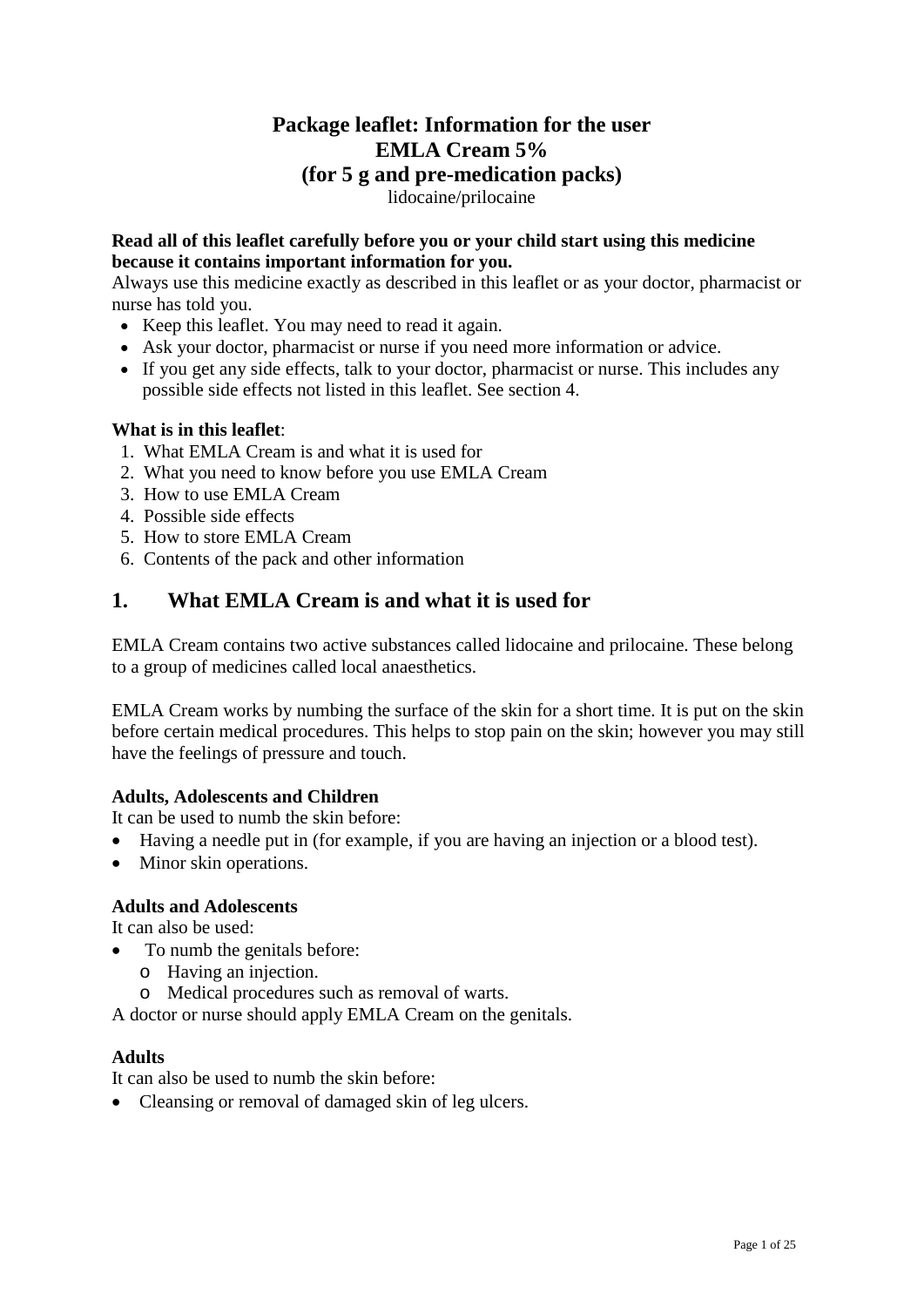# Package leaflet: Information for the user
# EMLA Cream 5%
# (for 5 g and pre-medication packs)

lidocaine/prilocaine

**Read all of this leaflet carefully before you or your child start using this medicine because it contains important information for you.**

Always use this medicine exactly as described in this leaflet or as your doctor, pharmacist or nurse has told you.

- Keep this leaflet. You may need to read it again.
- Ask your doctor, pharmacist or nurse if you need more information or advice.
- If you get any side effects, talk to your doctor, pharmacist or nurse. This includes any possible side effects not listed in this leaflet. See section 4.

**What is in this leaflet**:

1. What EMLA Cream is and what it is used for
2. What you need to know before you use EMLA Cream
3. How to use EMLA Cream
4. Possible side effects
5. How to store EMLA Cream
6. Contents of the pack and other information

## 1. What EMLA Cream is and what it is used for

EMLA Cream contains two active substances called lidocaine and prilocaine. These belong to a group of medicines called local anaesthetics.

EMLA Cream works by numbing the surface of the skin for a short time. It is put on the skin before certain medical procedures. This helps to stop pain on the skin; however you may still have the feelings of pressure and touch.

**Adults, Adolescents and Children**

It can be used to numb the skin before:

- Having a needle put in (for example, if you are having an injection or a blood test).
- Minor skin operations.

**Adults and Adolescents**

It can also be used:

- To numb the genitals before:
  - Having an injection.
  - Medical procedures such as removal of warts.

A doctor or nurse should apply EMLA Cream on the genitals.

**Adults**

It can also be used to numb the skin before:

- Cleansing or removal of damaged skin of leg ulcers.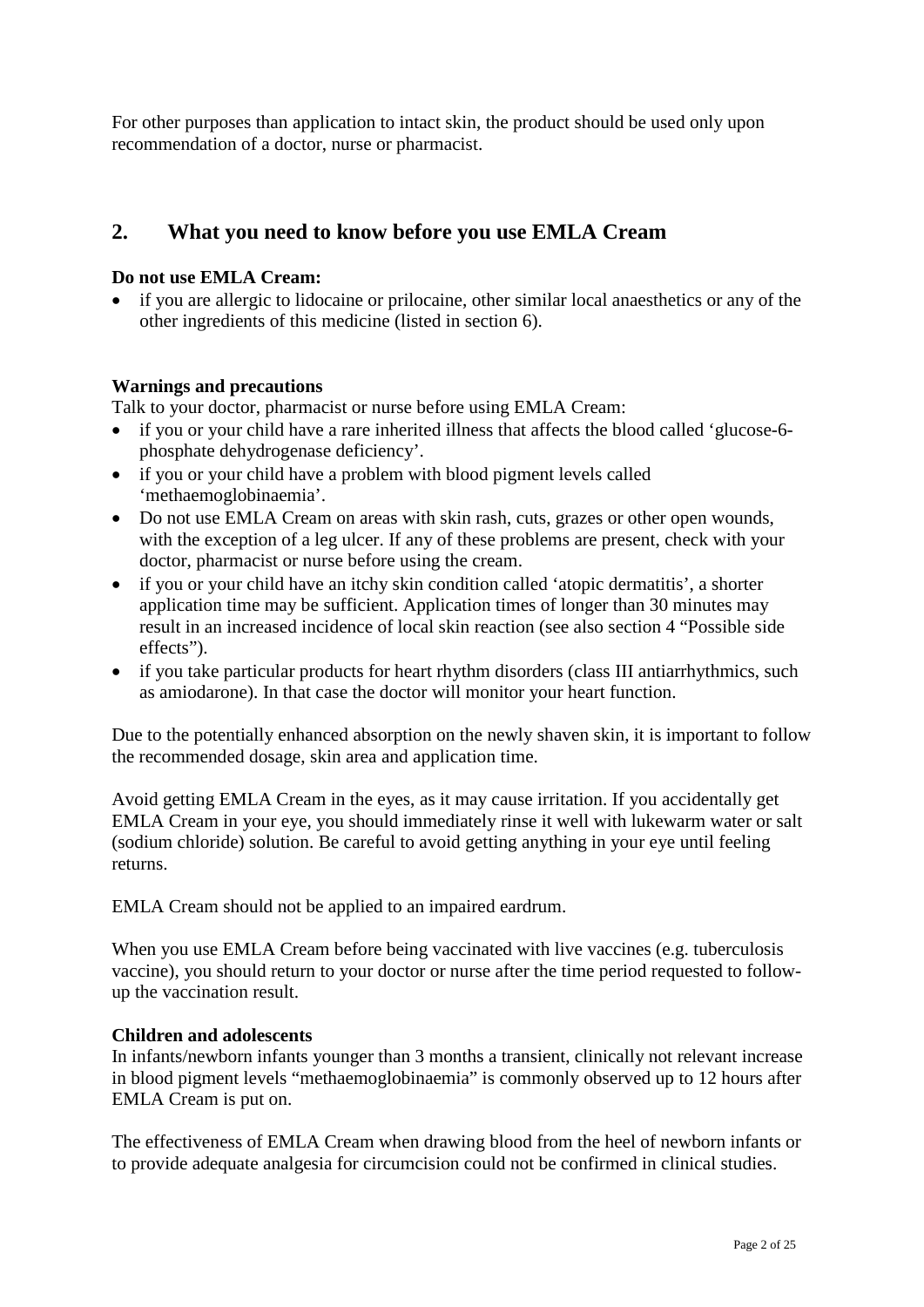For other purposes than application to intact skin, the product should be used only upon recommendation of a doctor, nurse or pharmacist.

## 2. What you need to know before you use EMLA Cream

**Do not use EMLA Cream:**

- if you are allergic to lidocaine or prilocaine, other similar local anaesthetics or any of the other ingredients of this medicine (listed in section 6).

**Warnings and precautions**

Talk to your doctor, pharmacist or nurse before using EMLA Cream:

- if you or your child have a rare inherited illness that affects the blood called 'glucose-6-phosphate dehydrogenase deficiency'.
- if you or your child have a problem with blood pigment levels called 'methaemoglobinaemia'.
- Do not use EMLA Cream on areas with skin rash, cuts, grazes or other open wounds, with the exception of a leg ulcer. If any of these problems are present, check with your doctor, pharmacist or nurse before using the cream.
- if you or your child have an itchy skin condition called 'atopic dermatitis', a shorter application time may be sufficient. Application times of longer than 30 minutes may result in an increased incidence of local skin reaction (see also section 4 "Possible side effects").
- if you take particular products for heart rhythm disorders (class III antiarrhythmics, such as amiodarone). In that case the doctor will monitor your heart function.

Due to the potentially enhanced absorption on the newly shaven skin, it is important to follow the recommended dosage, skin area and application time.

Avoid getting EMLA Cream in the eyes, as it may cause irritation. If you accidentally get EMLA Cream in your eye, you should immediately rinse it well with lukewarm water or salt (sodium chloride) solution. Be careful to avoid getting anything in your eye until feeling returns.

EMLA Cream should not be applied to an impaired eardrum.

When you use EMLA Cream before being vaccinated with live vaccines (e.g. tuberculosis vaccine), you should return to your doctor or nurse after the time period requested to follow-up the vaccination result.

**Children and adolescents**

In infants/newborn infants younger than 3 months a transient, clinically not relevant increase in blood pigment levels "methaemoglobinaemia" is commonly observed up to 12 hours after EMLA Cream is put on.

The effectiveness of EMLA Cream when drawing blood from the heel of newborn infants or to provide adequate analgesia for circumcision could not be confirmed in clinical studies.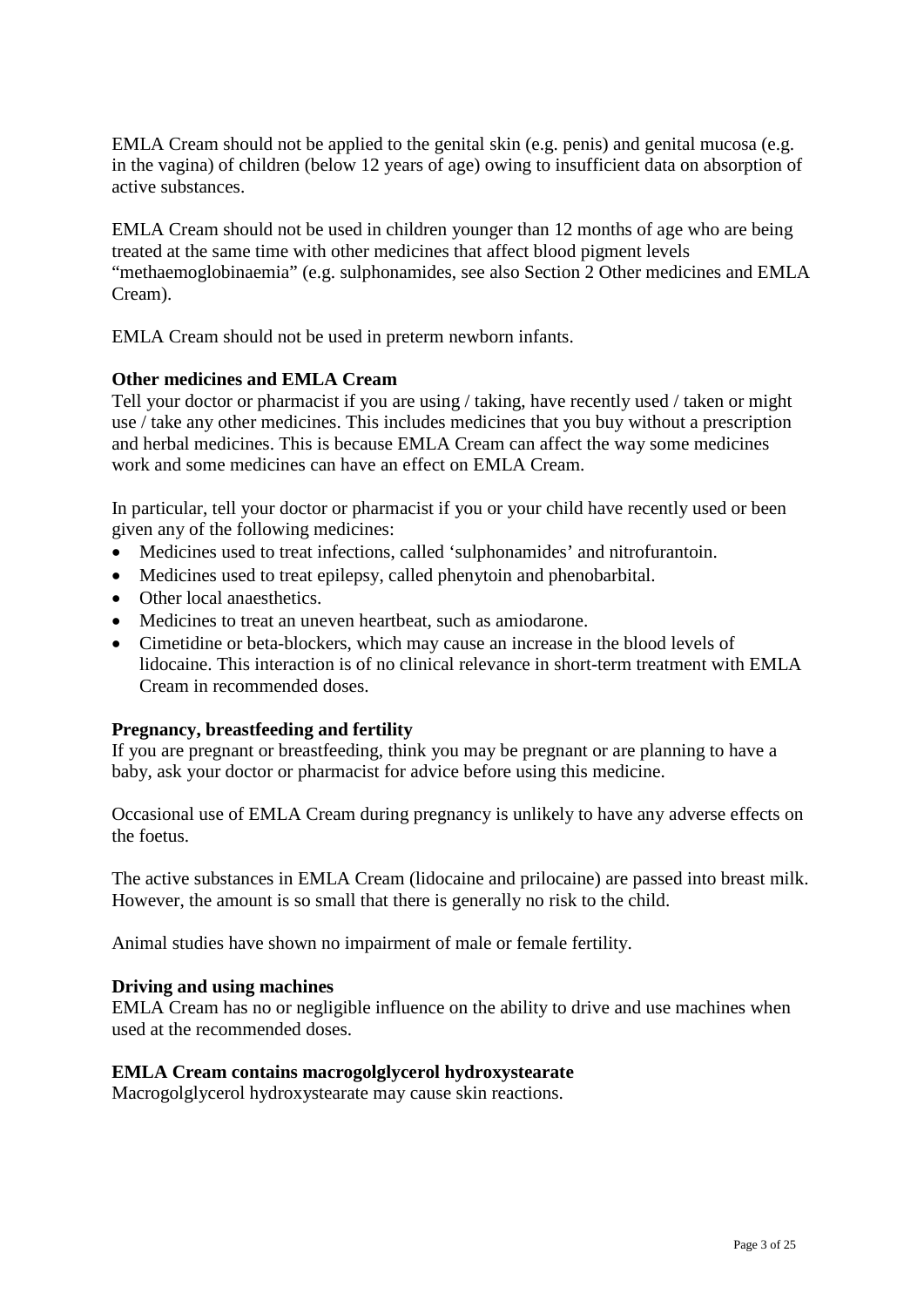EMLA Cream should not be applied to the genital skin (e.g. penis) and genital mucosa (e.g. in the vagina) of children (below 12 years of age) owing to insufficient data on absorption of active substances.

EMLA Cream should not be used in children younger than 12 months of age who are being treated at the same time with other medicines that affect blood pigment levels “methaemoglobinaemia” (e.g. sulphonamides, see also Section 2 Other medicines and EMLA Cream).

EMLA Cream should not be used in preterm newborn infants.

**Other medicines and EMLA Cream**

Tell your doctor or pharmacist if you are using / taking, have recently used / taken or might use / take any other medicines. This includes medicines that you buy without a prescription and herbal medicines. This is because EMLA Cream can affect the way some medicines work and some medicines can have an effect on EMLA Cream.

In particular, tell your doctor or pharmacist if you or your child have recently used or been given any of the following medicines:

- Medicines used to treat infections, called ‘sulphonamides’ and nitrofurantoin.
- Medicines used to treat epilepsy, called phenytoin and phenobarbital.
- Other local anaesthetics.
- Medicines to treat an uneven heartbeat, such as amiodarone.
- Cimetidine or beta-blockers, which may cause an increase in the blood levels of lidocaine. This interaction is of no clinical relevance in short-term treatment with EMLA Cream in recommended doses.

**Pregnancy, breastfeeding and fertility**

If you are pregnant or breastfeeding, think you may be pregnant or are planning to have a baby, ask your doctor or pharmacist for advice before using this medicine.

Occasional use of EMLA Cream during pregnancy is unlikely to have any adverse effects on the foetus.

The active substances in EMLA Cream (lidocaine and prilocaine) are passed into breast milk. However, the amount is so small that there is generally no risk to the child.

Animal studies have shown no impairment of male or female fertility.

**Driving and using machines**

EMLA Cream has no or negligible influence on the ability to drive and use machines when used at the recommended doses.

**EMLA Cream contains macrogolglycerol hydroxystearate**

Macrogolglycerol hydroxystearate may cause skin reactions.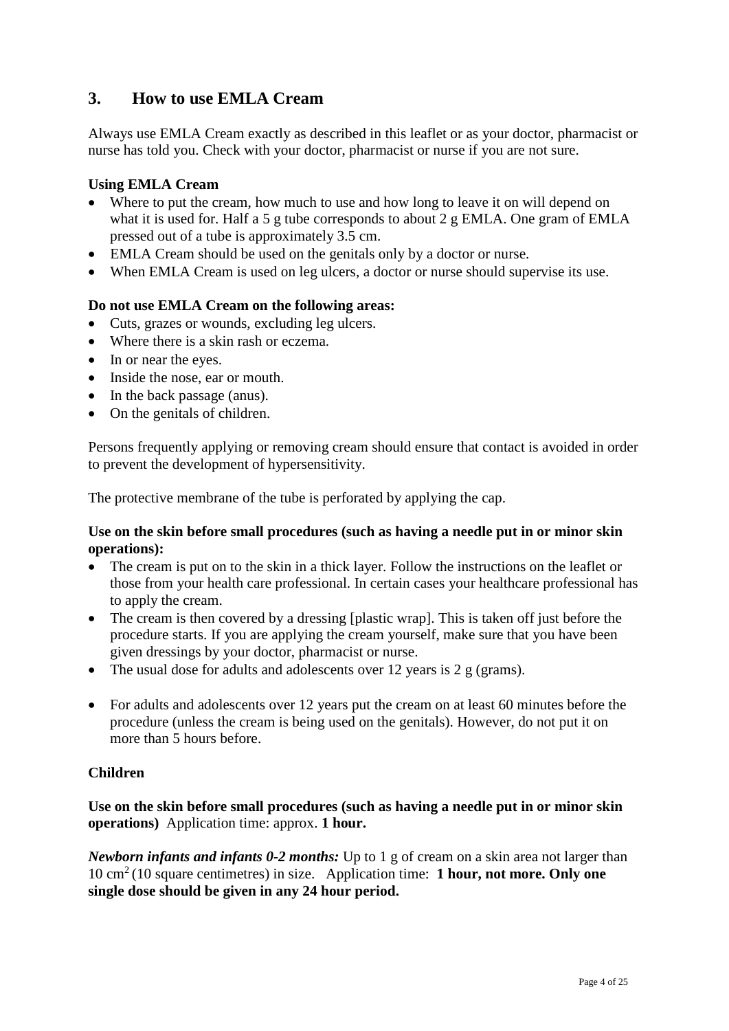## 3. How to use EMLA Cream

Always use EMLA Cream exactly as described in this leaflet or as your doctor, pharmacist or nurse has told you. Check with your doctor, pharmacist or nurse if you are not sure.

**Using EMLA Cream**

- Where to put the cream, how much to use and how long to leave it on will depend on what it is used for. Half a 5 g tube corresponds to about 2 g EMLA. One gram of EMLA pressed out of a tube is approximately 3.5 cm.
- EMLA Cream should be used on the genitals only by a doctor or nurse.
- When EMLA Cream is used on leg ulcers, a doctor or nurse should supervise its use.

**Do not use EMLA Cream on the following areas:**

- Cuts, grazes or wounds, excluding leg ulcers.
- Where there is a skin rash or eczema.
- In or near the eyes.
- Inside the nose, ear or mouth.
- In the back passage (anus).
- On the genitals of children.

Persons frequently applying or removing cream should ensure that contact is avoided in order to prevent the development of hypersensitivity.

The protective membrane of the tube is perforated by applying the cap.

**Use on the skin before small procedures (such as having a needle put in or minor skin operations):**

- The cream is put on to the skin in a thick layer. Follow the instructions on the leaflet or those from your health care professional. In certain cases your healthcare professional has to apply the cream.
- The cream is then covered by a dressing [plastic wrap]. This is taken off just before the procedure starts. If you are applying the cream yourself, make sure that you have been given dressings by your doctor, pharmacist or nurse.
- The usual dose for adults and adolescents over 12 years is 2 g (grams).
- For adults and adolescents over 12 years put the cream on at least 60 minutes before the procedure (unless the cream is being used on the genitals). However, do not put it on more than 5 hours before.

**Children**

**Use on the skin before small procedures (such as having a needle put in or minor skin operations)** Application time: approx. **1 hour.**

***Newborn infants and infants 0-2 months:*** Up to 1 g of cream on a skin area not larger than 10 $cm^2$ (10 square centimetres) in size. Application time: **1 hour, not more. Only one single dose should be given in any 24 hour period.**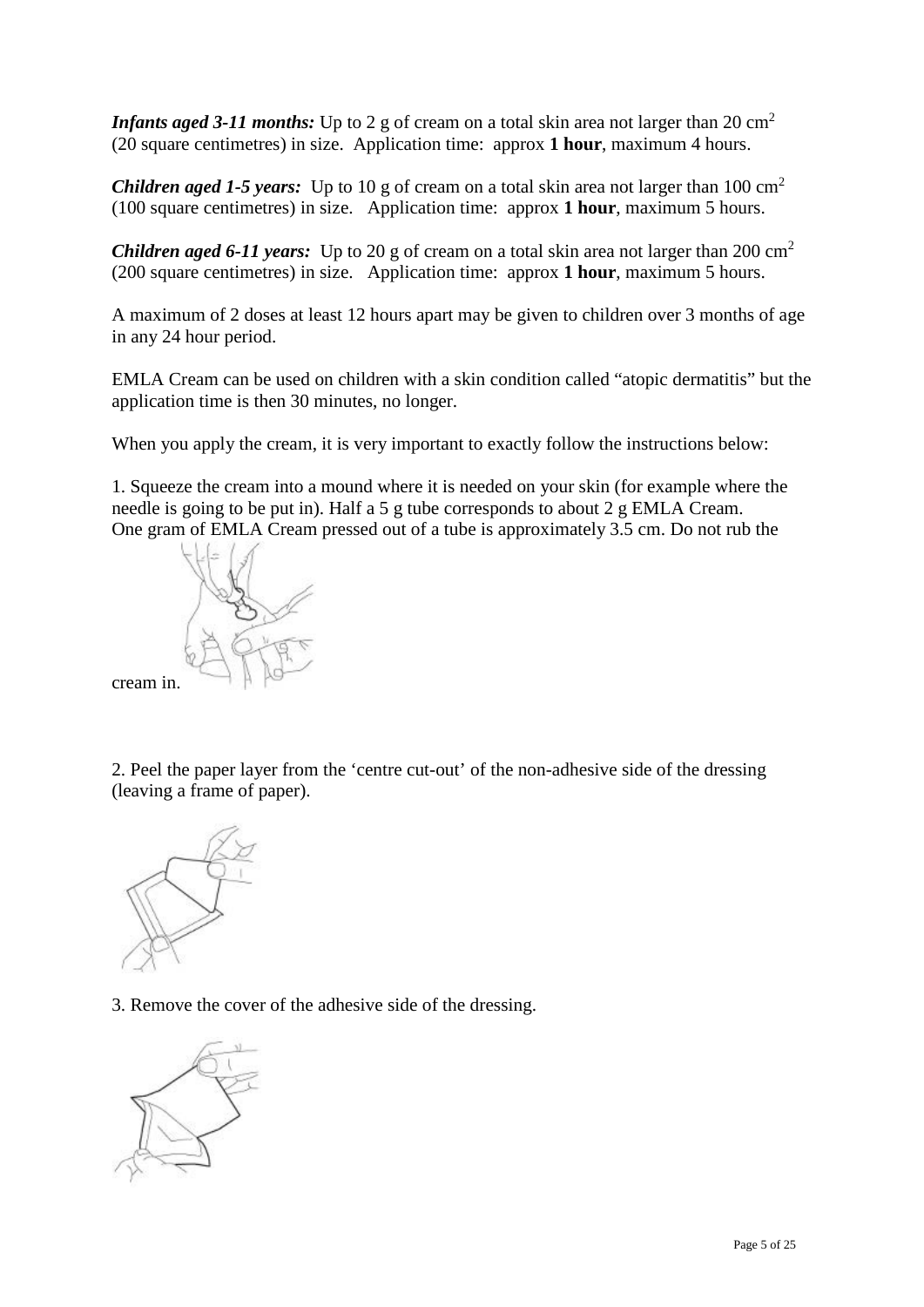***Infants aged 3-11 months:*** Up to 2 g of cream on a total skin area not larger than 20 $cm^2$ (20 square centimetres) in size. Application time: approx **1 hour**, maximum 4 hours.

***Children aged 1-5 years:*** Up to 10 g of cream on a total skin area not larger than 100 $cm^2$ (100 square centimetres) in size. Application time: approx **1 hour**, maximum 5 hours.

***Children aged 6-11 years:*** Up to 20 g of cream on a total skin area not larger than 200 $cm^2$ (200 square centimetres) in size. Application time: approx **1 hour**, maximum 5 hours.

A maximum of 2 doses at least 12 hours apart may be given to children over 3 months of age in any 24 hour period.

EMLA Cream can be used on children with a skin condition called "atopic dermatitis" but the application time is then 30 minutes, no longer.

When you apply the cream, it is very important to exactly follow the instructions below:

1. Squeeze the cream into a mound where it is needed on your skin (for example where the needle is going to be put in). Half a 5 g tube corresponds to about 2 g EMLA Cream. One gram of EMLA Cream pressed out of a tube is approximately 3.5 cm. Do not rub the cream in.

2. Peel the paper layer from the 'centre cut-out' of the non-adhesive side of the dressing (leaving a frame of paper).

3. Remove the cover of the adhesive side of the dressing.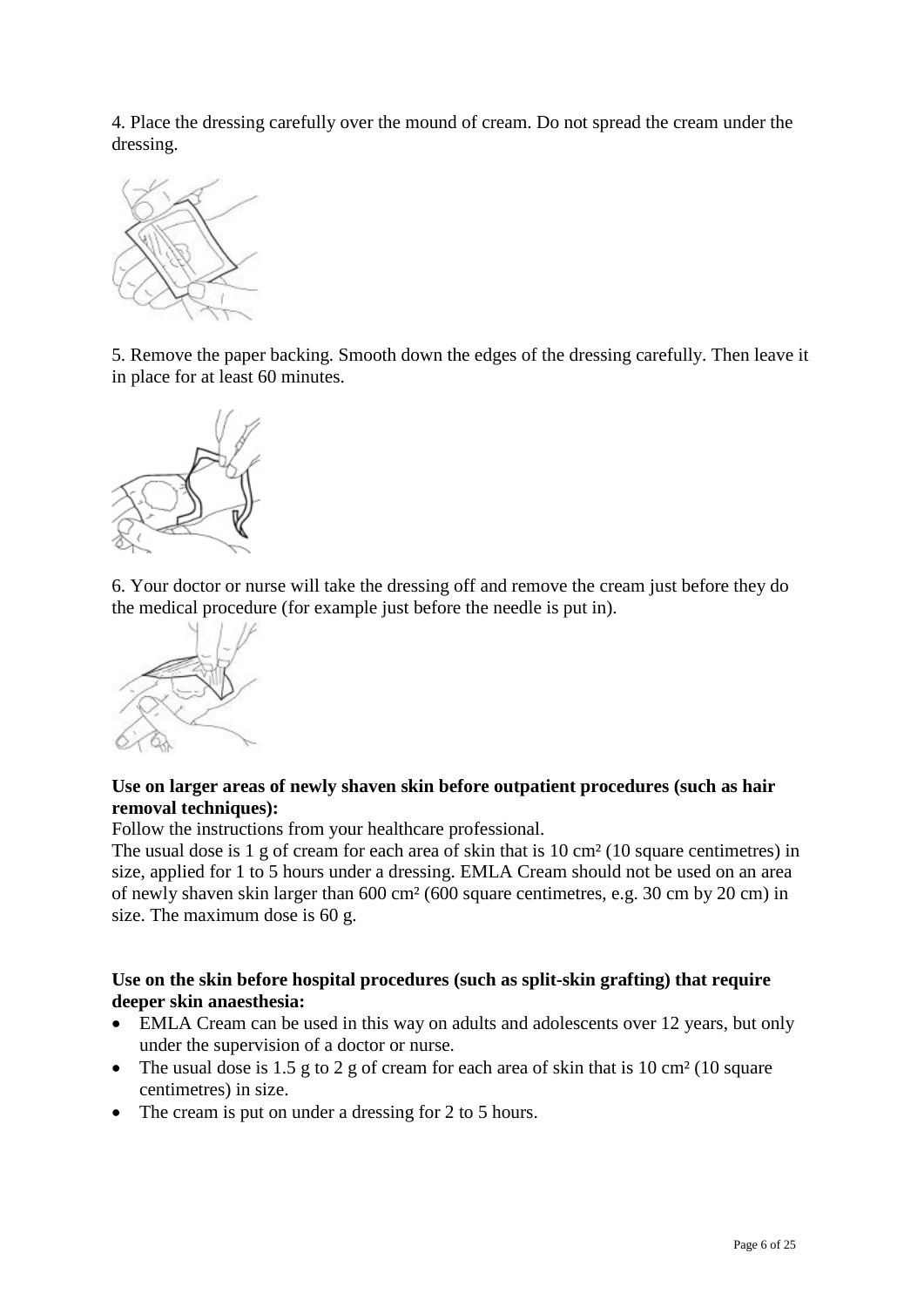4. Place the dressing carefully over the mound of cream. Do not spread the cream under the dressing.

5. Remove the paper backing. Smooth down the edges of the dressing carefully. Then leave it in place for at least 60 minutes.

6. Your doctor or nurse will take the dressing off and remove the cream just before they do the medical procedure (for example just before the needle is put in).

**Use on larger areas of newly shaven skin before outpatient procedures (such as hair removal techniques):**

Follow the instructions from your healthcare professional.

The usual dose is 1 g of cream for each area of skin that is 10 cm² (10 square centimetres) in size, applied for 1 to 5 hours under a dressing. EMLA Cream should not be used on an area of newly shaven skin larger than 600 cm² (600 square centimetres, e.g. 30 cm by 20 cm) in size. The maximum dose is 60 g.

**Use on the skin before hospital procedures (such as split-skin grafting) that require deeper skin anaesthesia:**

- EMLA Cream can be used in this way on adults and adolescents over 12 years, but only under the supervision of a doctor or nurse.
- The usual dose is 1.5 g to 2 g of cream for each area of skin that is 10 cm² (10 square centimetres) in size.
- The cream is put on under a dressing for 2 to 5 hours.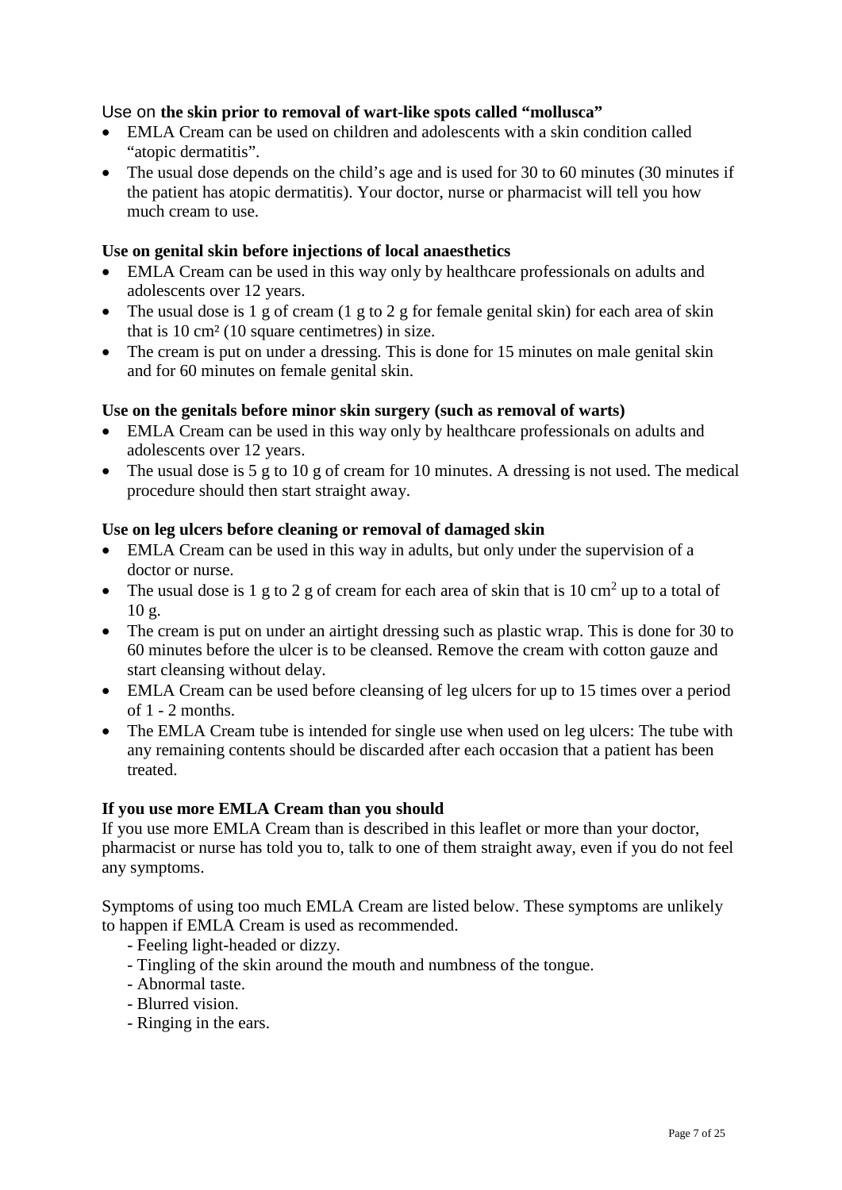**Use on the skin prior to removal of wart-like spots called "mollusca"**

- EMLA Cream can be used on children and adolescents with a skin condition called "atopic dermatitis".
- The usual dose depends on the child's age and is used for 30 to 60 minutes (30 minutes if the patient has atopic dermatitis). Your doctor, nurse or pharmacist will tell you how much cream to use.

**Use on genital skin before injections of local anaesthetics**

- EMLA Cream can be used in this way only by healthcare professionals on adults and adolescents over 12 years.
- The usual dose is 1 g of cream (1 g to 2 g for female genital skin) for each area of skin that is 10 $cm^2$ (10 square centimetres) in size.
- The cream is put on under a dressing. This is done for 15 minutes on male genital skin and for 60 minutes on female genital skin.

**Use on the genitals before minor skin surgery (such as removal of warts)**

- EMLA Cream can be used in this way only by healthcare professionals on adults and adolescents over 12 years.
- The usual dose is 5 g to 10 g of cream for 10 minutes. A dressing is not used. The medical procedure should then start straight away.

**Use on leg ulcers before cleaning or removal of damaged skin**

- EMLA Cream can be used in this way in adults, but only under the supervision of a doctor or nurse.
- The usual dose is 1 g to 2 g of cream for each area of skin that is 10 $cm^2$ up to a total of 10 g.
- The cream is put on under an airtight dressing such as plastic wrap. This is done for 30 to 60 minutes before the ulcer is to be cleansed. Remove the cream with cotton gauze and start cleansing without delay.
- EMLA Cream can be used before cleansing of leg ulcers for up to 15 times over a period of 1 - 2 months.
- The EMLA Cream tube is intended for single use when used on leg ulcers: The tube with any remaining contents should be discarded after each occasion that a patient has been treated.

**If you use more EMLA Cream than you should**

If you use more EMLA Cream than is described in this leaflet or more than your doctor, pharmacist or nurse has told you to, talk to one of them straight away, even if you do not feel any symptoms.

Symptoms of using too much EMLA Cream are listed below. These symptoms are unlikely to happen if EMLA Cream is used as recommended.

- Feeling light-headed or dizzy.
- Tingling of the skin around the mouth and numbness of the tongue.
- Abnormal taste.
- Blurred vision.
- Ringing in the ears.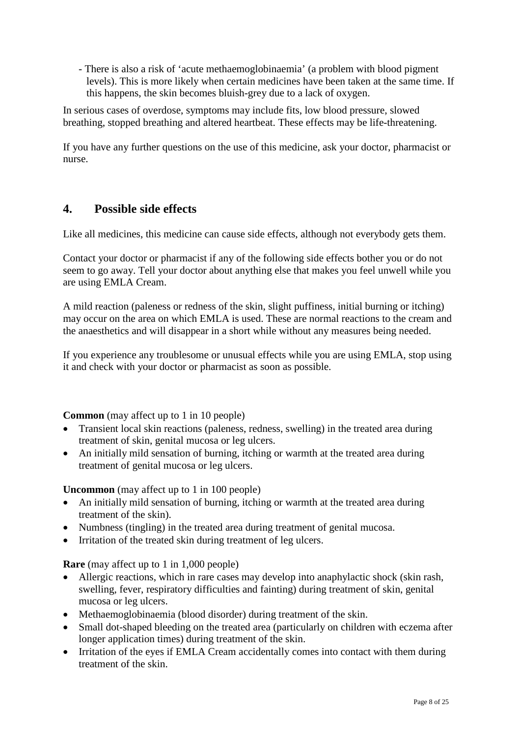- There is also a risk of 'acute methaemoglobinaemia' (a problem with blood pigment levels). This is more likely when certain medicines have been taken at the same time. If this happens, the skin becomes bluish-grey due to a lack of oxygen.

In serious cases of overdose, symptoms may include fits, low blood pressure, slowed breathing, stopped breathing and altered heartbeat. These effects may be life-threatening.

If you have any further questions on the use of this medicine, ask your doctor, pharmacist or nurse.

## 4. Possible side effects

Like all medicines, this medicine can cause side effects, although not everybody gets them.

Contact your doctor or pharmacist if any of the following side effects bother you or do not seem to go away. Tell your doctor about anything else that makes you feel unwell while you are using EMLA Cream.

A mild reaction (paleness or redness of the skin, slight puffiness, initial burning or itching) may occur on the area on which EMLA is used. These are normal reactions to the cream and the anaesthetics and will disappear in a short while without any measures being needed.

If you experience any troublesome or unusual effects while you are using EMLA, stop using it and check with your doctor or pharmacist as soon as possible.

**Common** (may affect up to 1 in 10 people)

- Transient local skin reactions (paleness, redness, swelling) in the treated area during treatment of skin, genital mucosa or leg ulcers.
- An initially mild sensation of burning, itching or warmth at the treated area during treatment of genital mucosa or leg ulcers.

**Uncommon** (may affect up to 1 in 100 people)

- An initially mild sensation of burning, itching or warmth at the treated area during treatment of the skin).
- Numbness (tingling) in the treated area during treatment of genital mucosa.
- Irritation of the treated skin during treatment of leg ulcers.

**Rare** (may affect up to 1 in 1,000 people)

- Allergic reactions, which in rare cases may develop into anaphylactic shock (skin rash, swelling, fever, respiratory difficulties and fainting) during treatment of skin, genital mucosa or leg ulcers.
- Methaemoglobinaemia (blood disorder) during treatment of the skin.
- Small dot-shaped bleeding on the treated area (particularly on children with eczema after longer application times) during treatment of the skin.
- Irritation of the eyes if EMLA Cream accidentally comes into contact with them during treatment of the skin.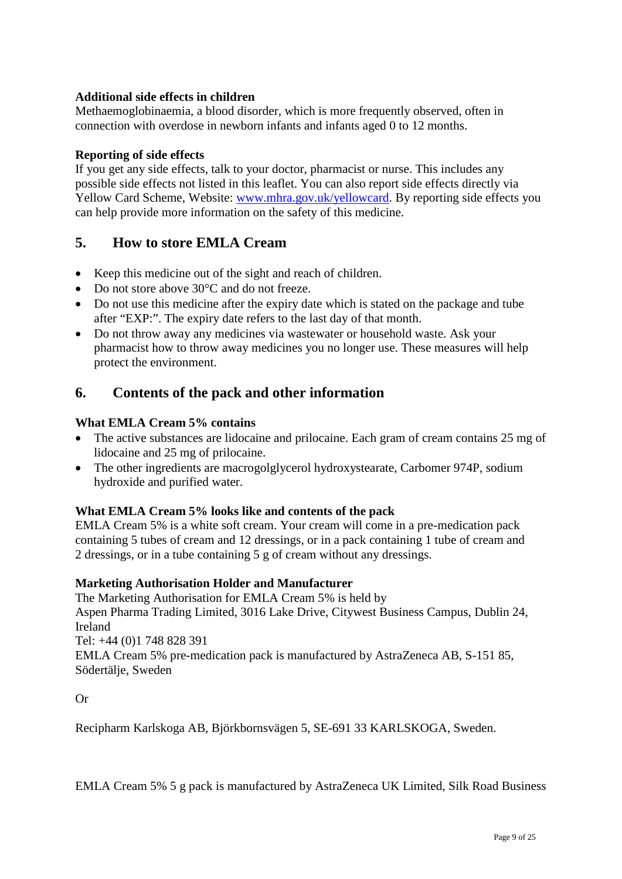**Additional side effects in children**

Methaemoglobinaemia, a blood disorder, which is more frequently observed, often in connection with overdose in newborn infants and infants aged 0 to 12 months.

**Reporting of side effects**

If you get any side effects, talk to your doctor, pharmacist or nurse. This includes any possible side effects not listed in this leaflet. You can also report side effects directly via Yellow Card Scheme, Website: www.mhra.gov.uk/yellowcard. By reporting side effects you can help provide more information on the safety of this medicine.

## 5. How to store EMLA Cream

- Keep this medicine out of the sight and reach of children.
- Do not store above 30°C and do not freeze.
- Do not use this medicine after the expiry date which is stated on the package and tube after "EXP:". The expiry date refers to the last day of that month.
- Do not throw away any medicines via wastewater or household waste. Ask your pharmacist how to throw away medicines you no longer use. These measures will help protect the environment.

## 6. Contents of the pack and other information

**What EMLA Cream 5% contains**

- The active substances are lidocaine and prilocaine. Each gram of cream contains 25 mg of lidocaine and 25 mg of prilocaine.
- The other ingredients are macrogolglycerol hydroxystearate, Carbomer 974P, sodium hydroxide and purified water.

**What EMLA Cream 5% looks like and contents of the pack**

EMLA Cream 5% is a white soft cream. Your cream will come in a pre-medication pack containing 5 tubes of cream and 12 dressings, or in a pack containing 1 tube of cream and 2 dressings, or in a tube containing 5 g of cream without any dressings.

**Marketing Authorisation Holder and Manufacturer**

The Marketing Authorisation for EMLA Cream 5% is held by
Aspen Pharma Trading Limited, 3016 Lake Drive, Citywest Business Campus, Dublin 24, Ireland
Tel: +44 (0)1 748 828 391
EMLA Cream 5% pre-medication pack is manufactured by AstraZeneca AB, S-151 85, Södertälje, Sweden

Or

Recipharm Karlskoga AB, Björkbornsvägen 5, SE-691 33 KARLSKOGA, Sweden.

EMLA Cream 5% 5 g pack is manufactured by AstraZeneca UK Limited, Silk Road Business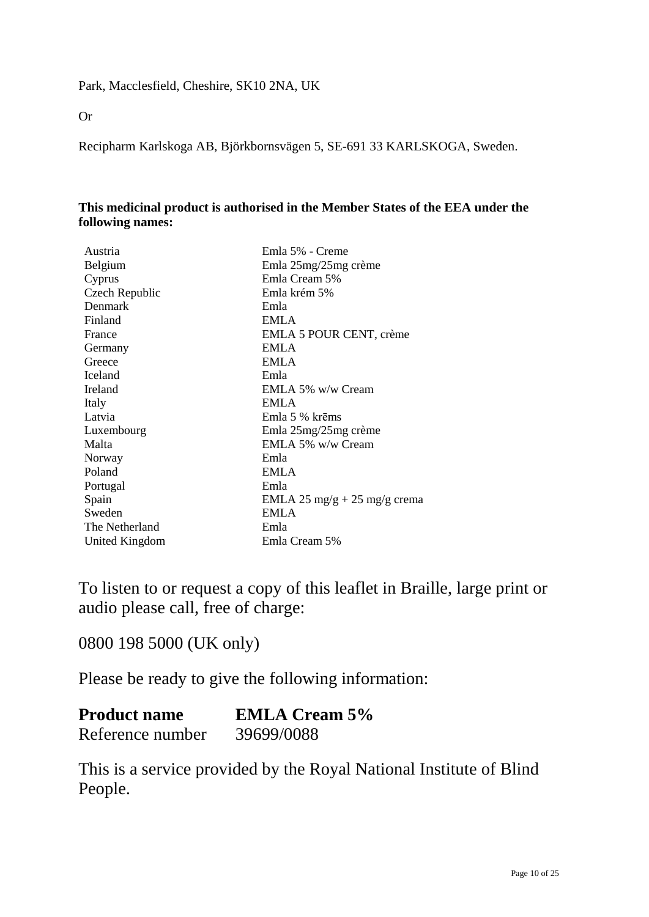Park, Macclesfield, Cheshire, SK10 2NA, UK

Or

Recipharm Karlskoga AB, Björkbornsvägen 5, SE-691 33 KARLSKOGA, Sweden.

**This medicinal product is authorised in the Member States of the EEA under the following names:**

| | |
|---|---|
| Austria | Emla 5% - Creme |
| Belgium | Emla 25mg/25mg crème |
| Cyprus | Emla Cream 5% |
| Czech Republic | Emla krém 5% |
| Denmark | Emla |
| Finland | EMLA |
| France | EMLA 5 POUR CENT, crème |
| Germany | EMLA |
| Greece | EMLA |
| Iceland | Emla |
| Ireland | EMLA 5% w/w Cream |
| Italy | EMLA |
| Latvia | Emla 5 % krēms |
| Luxembourg | Emla 25mg/25mg crème |
| Malta | EMLA 5% w/w Cream |
| Norway | Emla |
| Poland | EMLA |
| Portugal | Emla |
| Spain | EMLA 25 mg/g + 25 mg/g crema |
| Sweden | EMLA |
| The Netherland | Emla |
| United Kingdom | Emla Cream 5% |

To listen to or request a copy of this leaflet in Braille, large print or audio please call, free of charge:

0800 198 5000 (UK only)

Please be ready to give the following information:

| **Product name** | **EMLA Cream 5%** |
|---|---|
| Reference number | 39699/0088 |

This is a service provided by the Royal National Institute of Blind People.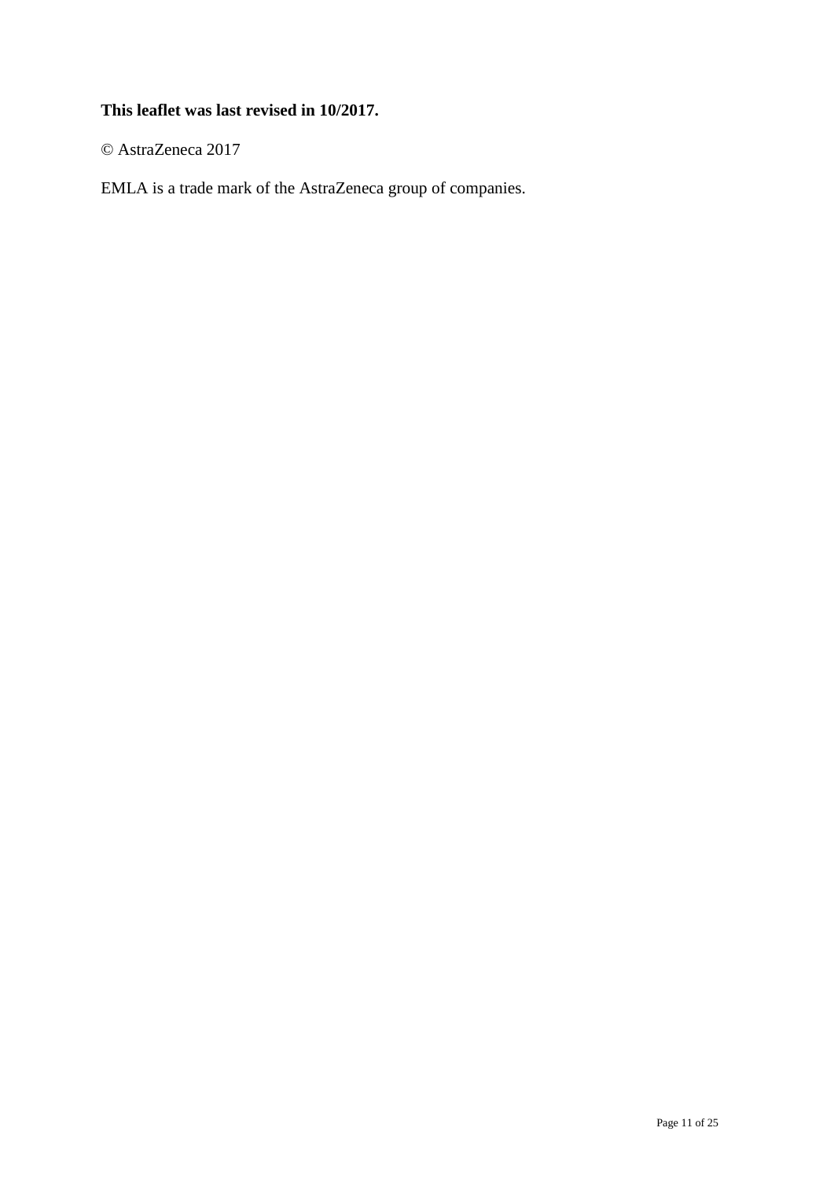**This leaflet was last revised in 10/2017.**

© AstraZeneca 2017

EMLA is a trade mark of the AstraZeneca group of companies.